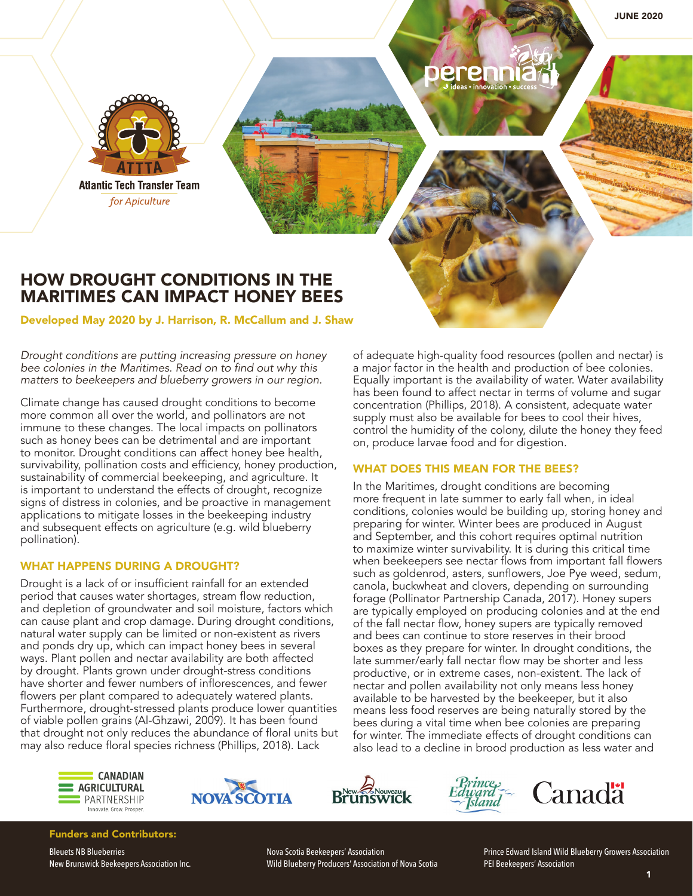JUNE 2020

Atlantic Tech Transfer Team *for Apiculture*

# HOW DROUGHT CONDITIONS IN THE MARITIMES CAN IMPACT HONEY BEES

**Developed May 2020 by J. Harrison, R. McCallum and J. Shaw**

*Drought conditions are putting increasing pressure on honey bee colonies in the Maritimes. Read on to find out why this matters to beekeepers and blueberry growers in our region.*

Climate change has caused drought conditions to become more common all over the world, and pollinators are not immune to these changes. The local impacts on pollinators such as honey bees can be detrimental and are important to monitor. Drought conditions can affect honey bee health, survivability, pollination costs and efficiency, honey production, sustainability of commercial beekeeping, and agriculture. It is important to understand the effects of drought, recognize signs of distress in colonies, and be proactive in management applications to mitigate losses in the beekeeping industry and subsequent effects on agriculture (e.g. wild blueberry pollination).

## WHAT HAPPENS DURING A DROUGHT?

Drought is a lack of or insufficient rainfall for an extended period that causes water shortages, stream flow reduction, and depletion of groundwater and soil moisture, factors which can cause plant and crop damage. During drought conditions, natural water supply can be limited or non-existent as rivers and ponds dry up, which can impact honey bees in several ways. Plant pollen and nectar availability are both affected by drought. Plants grown under drought-stress conditions have shorter and fewer numbers of inflorescences, and fewer flowers per plant compared to adequately watered plants. Furthermore, drought-stressed plants produce lower quantities of viable pollen grains (Al-Ghzawi, 2009). It has been found that drought not only reduces the abundance of floral units but may also reduce floral species richness (Phillips, 2018). Lack of adequate high-quality food resources (pollen and nectar) is a major factor in the health and production of bee colonies. Equally important is the availability of water. Water availability has been found to affect nectar in terms of volume and sugar concentration (Phillips, 2018). A consistent, adequate water supply must also be available for bees to cool their hives, control the humidity of the colony, dilute the honey they feed on, produce larvae food and for digestion.

## WHAT DOES THIS MEAN FOR THE BEES?

In the Maritimes, drought conditions are becoming more frequent in late summer to early fall when, in ideal conditions, colonies would be building up, storing honey and preparing for winter. Winter bees are produced in August and September, and this cohort requires optimal nutrition to maximize winter survivability. It is during this critical time when beekeepers see nectar flows from important fall flowers such as goldenrod, asters, sunflowers, Joe Pye weed, sedum, canola, buckwheat and clovers, depending on surrounding forage (Pollinator Partnership Canada, 2017). Honey supers are typically employed on producing colonies and at the end of the fall nectar flow, honey supers are typically removed and bees can continue to store reserves in their brood boxes as they prepare for winter. In drought conditions, the late summer/early fall nectar flow may be shorter and less productive, or in extreme cases, non-existent. The lack of nectar and pollen availability not only means less honey available to be harvested by the beekeeper, but it also means less food reserves are being naturally stored by the bees during a vital time when bee colonies are preparing for winter. The immediate effects of drought conditions can also lead to a decline in brood production as less water and

**Funders and Contributors:**

Bleuets NB Blueberries
New Brunswick Beekeepers Association Inc.
Nova Scotia Beekeepers' Association
Wild Blueberry Producers' Association of Nova Scotia
Prince Edward Island Wild Blueberry Growers Association
PEI Beekeepers' Association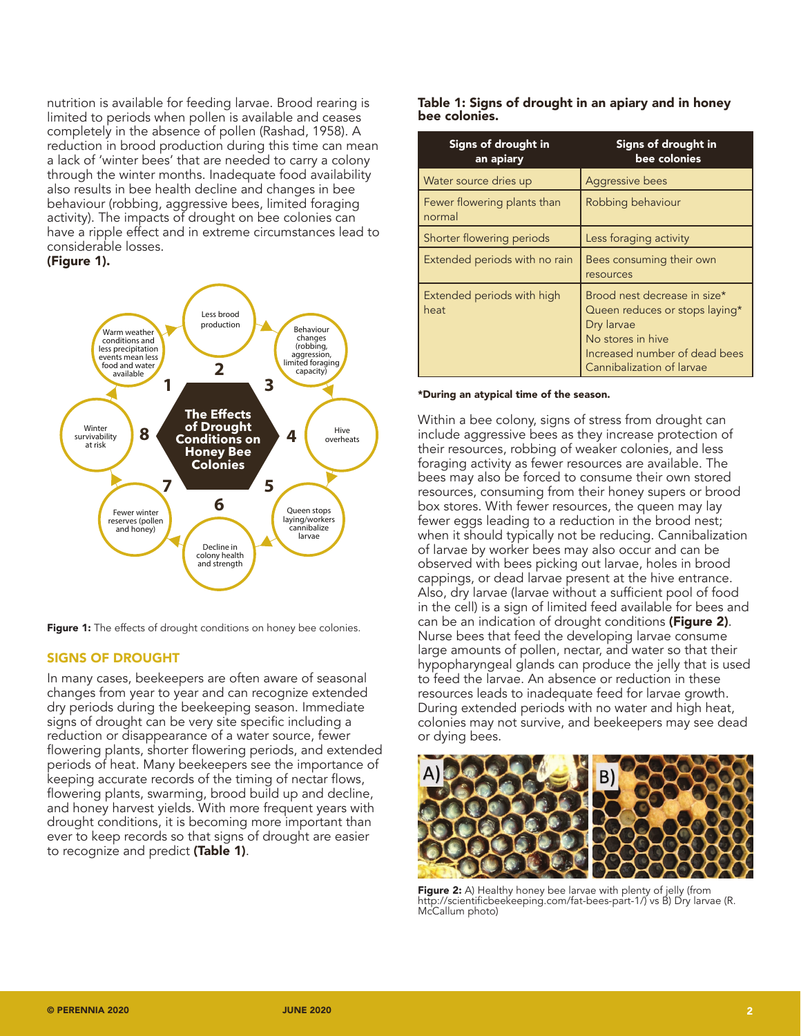nutrition is available for feeding larvae. Brood rearing is limited to periods when pollen is available and ceases completely in the absence of pollen (Rashad, 1958). A reduction in brood production during this time can mean a lack of 'winter bees' that are needed to carry a colony through the winter months. Inadequate food availability also results in bee health decline and changes in bee behaviour (robbing, aggressive bees, limited foraging activity). The impacts of drought on bee colonies can have a ripple effect and in extreme circumstances lead to considerable losses. **(Figure 1).**

**The Effects of Drought Conditions on Honey Bee Colonies**

1. Warm weather conditions and less precipitation events mean less food and water available
2. Less brood production
3. Behaviour changes (robbing, aggression, limited foraging capacity)
4. Hive overheats
5. Queen stops laying/workers cannibalize larvae
6. Decline in colony health and strength
7. Fewer winter reserves (pollen and honey)
8. Winter survivability at risk

**Figure 1:** The effects of drought conditions on honey bee colonies.

## SIGNS OF DROUGHT

In many cases, beekeepers are often aware of seasonal changes from year to year and can recognize extended dry periods during the beekeeping season. Immediate signs of drought can be very site specific including a reduction or disappearance of a water source, fewer flowering plants, shorter flowering periods, and extended periods of heat. Many beekeepers see the importance of keeping accurate records of the timing of nectar flows, flowering plants, swarming, brood build up and decline, and honey harvest yields. With more frequent years with drought conditions, it is becoming more important than ever to keep records so that signs of drought are easier to recognize and predict **(Table 1)**.

**Table 1: Signs of drought in an apiary and in honey bee colonies.**

| Signs of drought in an apiary | Signs of drought in bee colonies |
|---|---|
| Water source dries up | Aggressive bees |
| Fewer flowering plants than normal | Robbing behaviour |
| Shorter flowering periods | Less foraging activity |
| Extended periods with no rain | Bees consuming their own resources |
| Extended periods with high heat | Brood nest decrease in size*<br>Queen reduces or stops laying*<br>Dry larvae<br>No stores in hive<br>Increased number of dead bees<br>Cannibalization of larvae |

***During an atypical time of the season.**

Within a bee colony, signs of stress from drought can include aggressive bees as they increase protection of their resources, robbing of weaker colonies, and less foraging activity as fewer resources are available. The bees may also be forced to consume their own stored resources, consuming from their honey supers or brood box stores. With fewer resources, the queen may lay fewer eggs leading to a reduction in the brood nest; when it should typically not be reducing. Cannibalization of larvae by worker bees may also occur and can be observed with bees picking out larvae, holes in brood cappings, or dead larvae present at the hive entrance. Also, dry larvae (larvae without a sufficient pool of food in the cell) is a sign of limited feed available for bees and can be an indication of drought conditions **(Figure 2)**. Nurse bees that feed the developing larvae consume large amounts of pollen, nectar, and water so that their hypopharyngeal glands can produce the jelly that is used to feed the larvae. An absence or reduction in these resources leads to inadequate feed for larvae growth. During extended periods with no water and high heat, colonies may not survive, and beekeepers may see dead or dying bees.

**Figure 2:** A) Healthy honey bee larvae with plenty of jelly (from http://scientificbeekeeping.com/fat-bees-part-1/) vs B) Dry larvae (R. McCallum photo)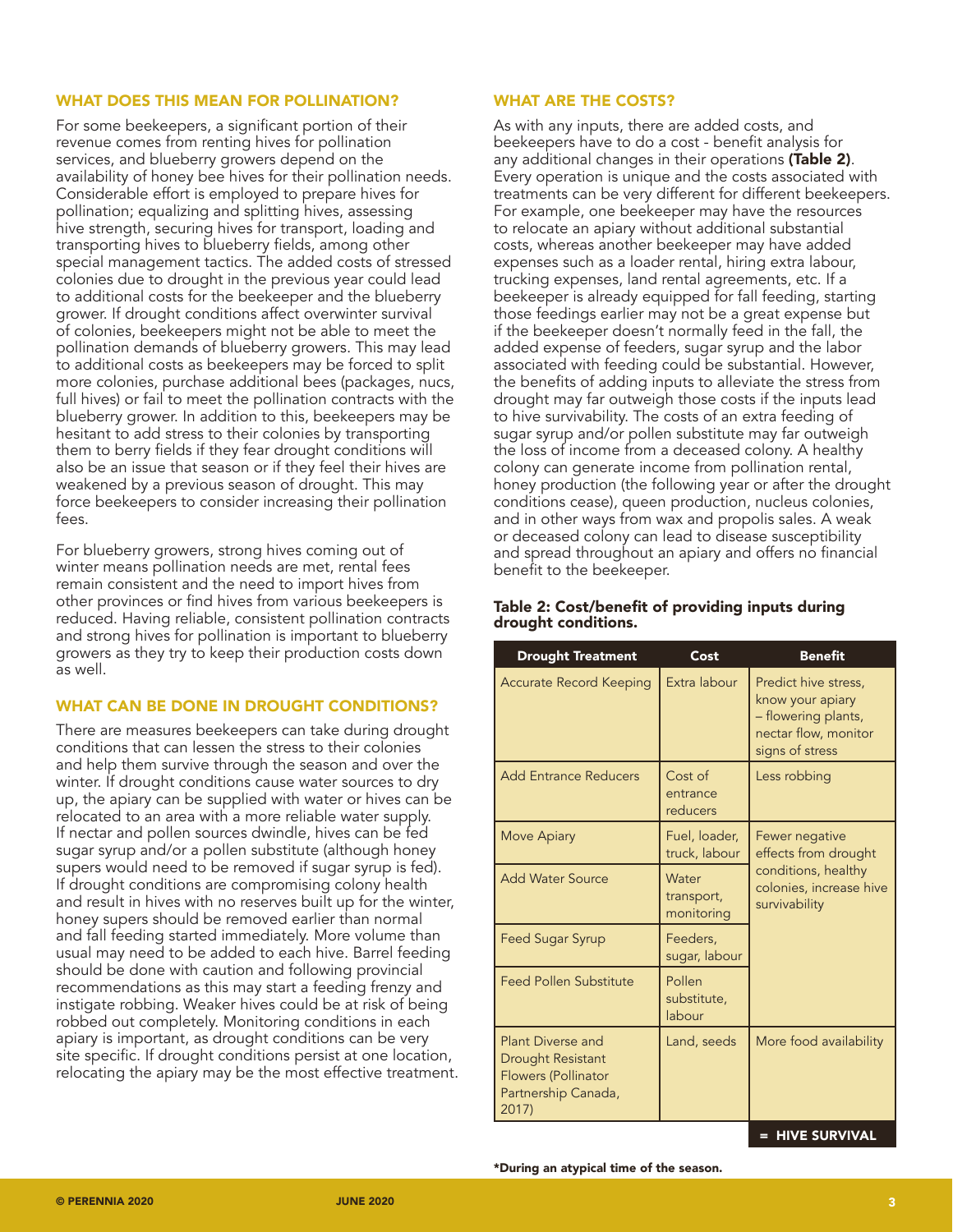## WHAT DOES THIS MEAN FOR POLLINATION?

For some beekeepers, a significant portion of their revenue comes from renting hives for pollination services, and blueberry growers depend on the availability of honey bee hives for their pollination needs. Considerable effort is employed to prepare hives for pollination; equalizing and splitting hives, assessing hive strength, securing hives for transport, loading and transporting hives to blueberry fields, among other special management tactics. The added costs of stressed colonies due to drought in the previous year could lead to additional costs for the beekeeper and the blueberry grower. If drought conditions affect overwinter survival of colonies, beekeepers might not be able to meet the pollination demands of blueberry growers. This may lead to additional costs as beekeepers may be forced to split more colonies, purchase additional bees (packages, nucs, full hives) or fail to meet the pollination contracts with the blueberry grower. In addition to this, beekeepers may be hesitant to add stress to their colonies by transporting them to berry fields if they fear drought conditions will also be an issue that season or if they feel their hives are weakened by a previous season of drought. This may force beekeepers to consider increasing their pollination fees.

For blueberry growers, strong hives coming out of winter means pollination needs are met, rental fees remain consistent and the need to import hives from other provinces or find hives from various beekeepers is reduced. Having reliable, consistent pollination contracts and strong hives for pollination is important to blueberry growers as they try to keep their production costs down as well.

## WHAT CAN BE DONE IN DROUGHT CONDITIONS?

There are measures beekeepers can take during drought conditions that can lessen the stress to their colonies and help them survive through the season and over the winter. If drought conditions cause water sources to dry up, the apiary can be supplied with water or hives can be relocated to an area with a more reliable water supply. If nectar and pollen sources dwindle, hives can be fed sugar syrup and/or a pollen substitute (although honey supers would need to be removed if sugar syrup is fed). If drought conditions are compromising colony health and result in hives with no reserves built up for the winter, honey supers should be removed earlier than normal and fall feeding started immediately. More volume than usual may need to be added to each hive. Barrel feeding should be done with caution and following provincial recommendations as this may start a feeding frenzy and instigate robbing. Weaker hives could be at risk of being robbed out completely. Monitoring conditions in each apiary is important, as drought conditions can be very site specific. If drought conditions persist at one location, relocating the apiary may be the most effective treatment.

## WHAT ARE THE COSTS?

As with any inputs, there are added costs, and beekeepers have to do a cost - benefit analysis for any additional changes in their operations **(Table 2)**. Every operation is unique and the costs associated with treatments can be very different for different beekeepers. For example, one beekeeper may have the resources to relocate an apiary without additional substantial costs, whereas another beekeeper may have added expenses such as a loader rental, hiring extra labour, trucking expenses, land rental agreements, etc. If a beekeeper is already equipped for fall feeding, starting those feedings earlier may not be a great expense but if the beekeeper doesn't normally feed in the fall, the added expense of feeders, sugar syrup and the labor associated with feeding could be substantial. However, the benefits of adding inputs to alleviate the stress from drought may far outweigh those costs if the inputs lead to hive survivability. The costs of an extra feeding of sugar syrup and/or pollen substitute may far outweigh the loss of income from a deceased colony. A healthy colony can generate income from pollination rental, honey production (the following year or after the drought conditions cease), queen production, nucleus colonies, and in other ways from wax and propolis sales. A weak or deceased colony can lead to disease susceptibility and spread throughout an apiary and offers no financial benefit to the beekeeper.

**Table 2: Cost/benefit of providing inputs during drought conditions.**

| Drought Treatment | Cost | Benefit |
| --- | --- | --- |
| Accurate Record Keeping | Extra labour | Predict hive stress, know your apiary – flowering plants, nectar flow, monitor signs of stress |
| Add Entrance Reducers | Cost of entrance reducers | Less robbing |
| Move Apiary | Fuel, loader, truck, labour | Fewer negative effects from drought conditions, healthy colonies, increase hive survivability |
| Add Water Source | Water transport, monitoring | |
| Feed Sugar Syrup | Feeders, sugar, labour | |
| Feed Pollen Substitute | Pollen substitute, labour | |
| Plant Diverse and Drought Resistant Flowers (Pollinator Partnership Canada, 2017) | Land, seeds | More food availability |
| | | **= HIVE SURVIVAL** |

**\*During an atypical time of the season.**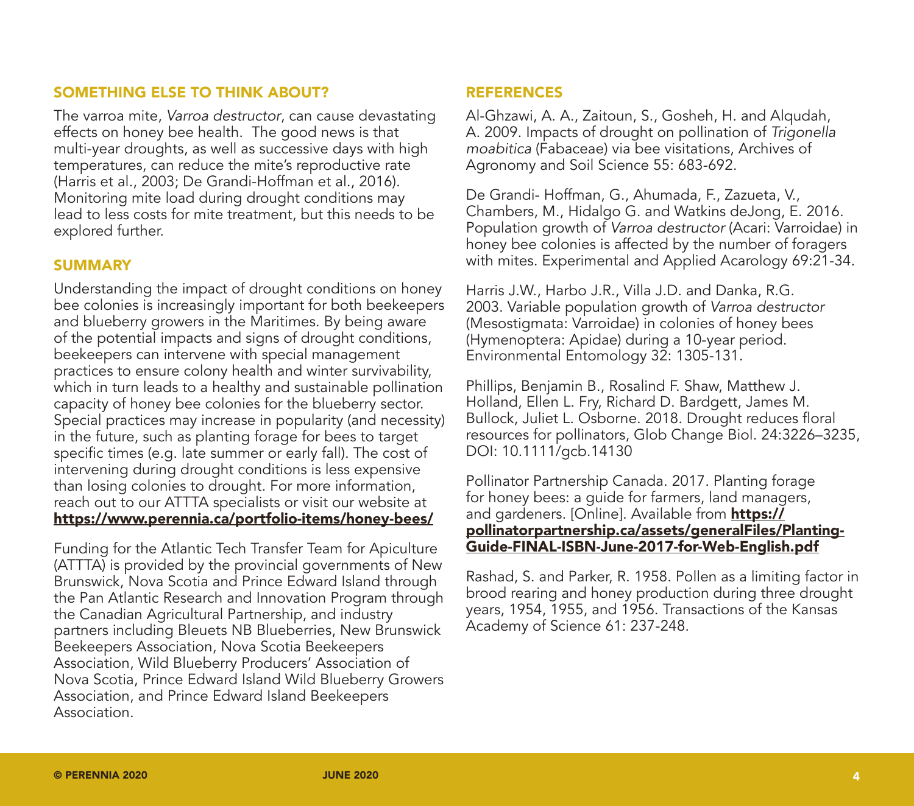## SOMETHING ELSE TO THINK ABOUT?

The varroa mite, *Varroa destructor*, can cause devastating effects on honey bee health. The good news is that multi-year droughts, as well as successive days with high temperatures, can reduce the mite's reproductive rate (Harris et al., 2003; De Grandi-Hoffman et al., 2016). Monitoring mite load during drought conditions may lead to less costs for mite treatment, but this needs to be explored further.

## SUMMARY

Understanding the impact of drought conditions on honey bee colonies is increasingly important for both beekeepers and blueberry growers in the Maritimes. By being aware of the potential impacts and signs of drought conditions, beekeepers can intervene with special management practices to ensure colony health and winter survivability, which in turn leads to a healthy and sustainable pollination capacity of honey bee colonies for the blueberry sector. Special practices may increase in popularity (and necessity) in the future, such as planting forage for bees to target specific times (e.g. late summer or early fall). The cost of intervening during drought conditions is less expensive than losing colonies to drought. For more information, reach out to our ATTTA specialists or visit our website at **https://www.perennia.ca/portfolio-items/honey-bees/**

Funding for the Atlantic Tech Transfer Team for Apiculture (ATTTA) is provided by the provincial governments of New Brunswick, Nova Scotia and Prince Edward Island through the Pan Atlantic Research and Innovation Program through the Canadian Agricultural Partnership, and industry partners including Bleuets NB Blueberries, New Brunswick Beekeepers Association, Nova Scotia Beekeepers Association, Wild Blueberry Producers' Association of Nova Scotia, Prince Edward Island Wild Blueberry Growers Association, and Prince Edward Island Beekeepers Association.

## REFERENCES

Al-Ghzawi, A. A., Zaitoun, S., Gosheh, H. and Alqudah, A. 2009. Impacts of drought on pollination of *Trigonella moabitica* (Fabaceae) via bee visitations, Archives of Agronomy and Soil Science 55: 683-692.

De Grandi- Hoffman, G., Ahumada, F., Zazueta, V., Chambers, M., Hidalgo G. and Watkins deJong, E. 2016. Population growth of *Varroa destructor* (Acari: Varroidae) in honey bee colonies is affected by the number of foragers with mites. Experimental and Applied Acarology 69:21-34.

Harris J.W., Harbo J.R., Villa J.D. and Danka, R.G. 2003. Variable population growth of *Varroa destructor* (Mesostigmata: Varroidae) in colonies of honey bees (Hymenoptera: Apidae) during a 10-year period. Environmental Entomology 32: 1305-131.

Phillips, Benjamin B., Rosalind F. Shaw, Matthew J. Holland, Ellen L. Fry, Richard D. Bardgett, James M. Bullock, Juliet L. Osborne. 2018. Drought reduces floral resources for pollinators, Glob Change Biol. 24:3226–3235, DOI: 10.1111/gcb.14130

Pollinator Partnership Canada. 2017. Planting forage for honey bees: a guide for farmers, land managers, and gardeners. [Online]. Available from **https://pollinatorpartnership.ca/assets/generalFiles/Planting-Guide-FINAL-ISBN-June-2017-for-Web-English.pdf**

Rashad, S. and Parker, R. 1958. Pollen as a limiting factor in brood rearing and honey production during three drought years, 1954, 1955, and 1956. Transactions of the Kansas Academy of Science 61: 237-248.